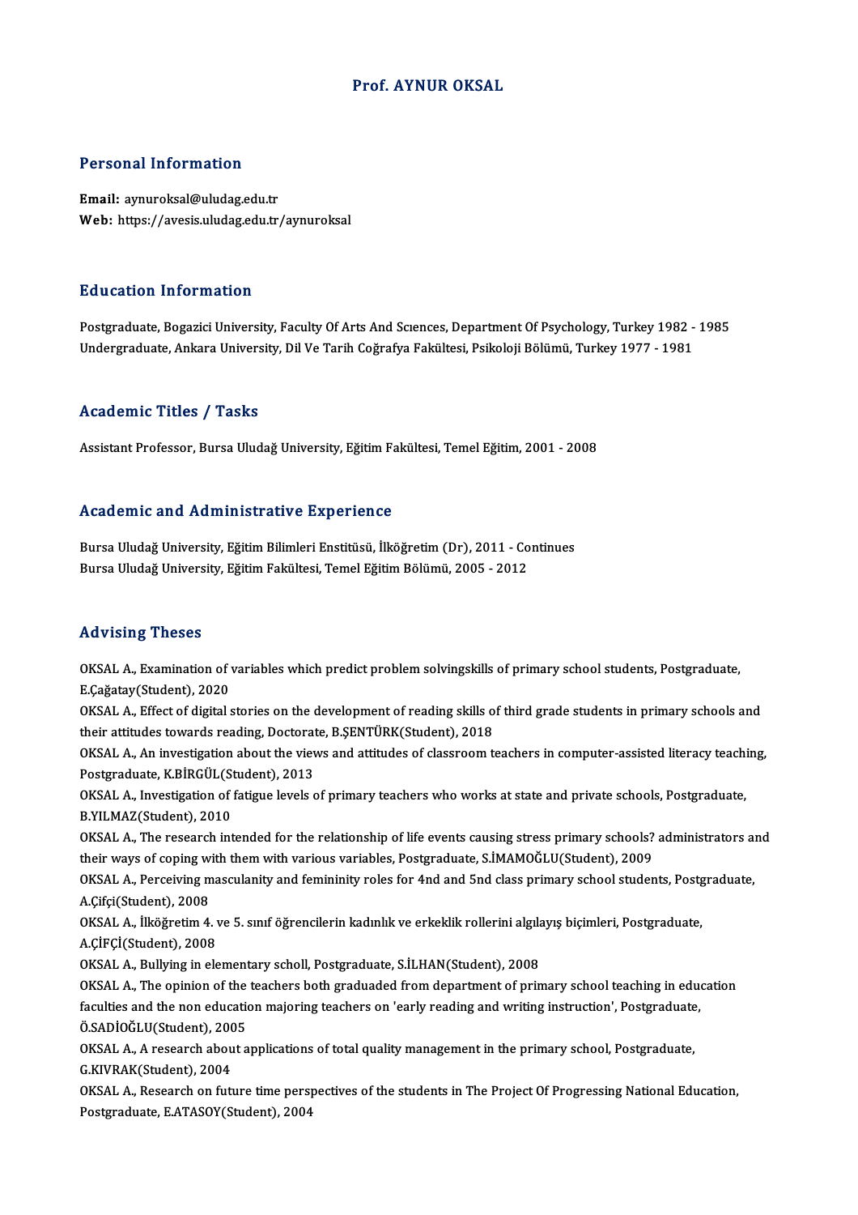# Prof. AYNUR OKSAL

## Personal Information

**Email:** aynuroksal@uludag.edu.tr
**Web:** https://avesis.uludag.edu.tr/aynuroksal

## Education Information

Postgraduate, Bogazici University, Faculty Of Arts And Scıences, Department Of Psychology, Turkey 1982 - 1985
Undergraduate, Ankara University, Dil Ve Tarih Coğrafya Fakültesi, Psikoloji Bölümü, Turkey 1977 - 1981

## Academic Titles / Tasks

Assistant Professor, Bursa Uludağ University, Eğitim Fakültesi, Temel Eğitim, 2001 - 2008

## Academic and Administrative Experience

Bursa Uludağ University, Eğitim Bilimleri Enstitüsü, İlköğretim (Dr), 2011 - Continues
Bursa Uludağ University, Eğitim Fakültesi, Temel Eğitim Bölümü, 2005 - 2012

## Advising Theses

OKSAL A., Examination of variables which predict problem solvingskills of primary school students, Postgraduate, E.Çağatay(Student), 2020

OKSAL A., Effect of digital stories on the development of reading skills of third grade students in primary schools and their attitudes towards reading, Doctorate, B.ŞENTÜRK(Student), 2018

OKSAL A., An investigation about the views and attitudes of classroom teachers in computer-assisted literacy teaching, Postgraduate, K.BİRGÜL(Student), 2013

OKSAL A., Investigation of fatigue levels of primary teachers who works at state and private schools, Postgraduate, B.YILMAZ(Student), 2010

OKSAL A., The research intended for the relationship of life events causing stress primary schools? administrators and their ways of coping with them with various variables, Postgraduate, S.İMAMOĞLU(Student), 2009

OKSAL A., Perceiving mascülanity and femininity roles for 4nd and 5nd class primary school students, Postgraduate, A.Çifçi(Student), 2008

OKSAL A., İlköğretim 4. ve 5. sınıf öğrencilerin kadınlık ve erkeklik rollerini algılayış biçimleri, Postgraduate, A.ÇİFÇİ(Student), 2008

OKSAL A., Bullying in elementary scholl, Postgraduate, S.İLHAN(Student), 2008

OKSAL A., The opinion of the teachers both graduaded from department of primary school teaching in education faculties and the non education majoring teachers on 'early reading and writing instruction', Postgraduate, Ö.SADİOĞLU(Student), 2005

OKSAL A., A research about applications of total quality management in the primary school, Postgraduate, G.KIVRAK(Student), 2004

OKSAL A., Research on future time perspectives of the students in The Project Of Progressing National Education, Postgraduate, E.ATASOY(Student), 2004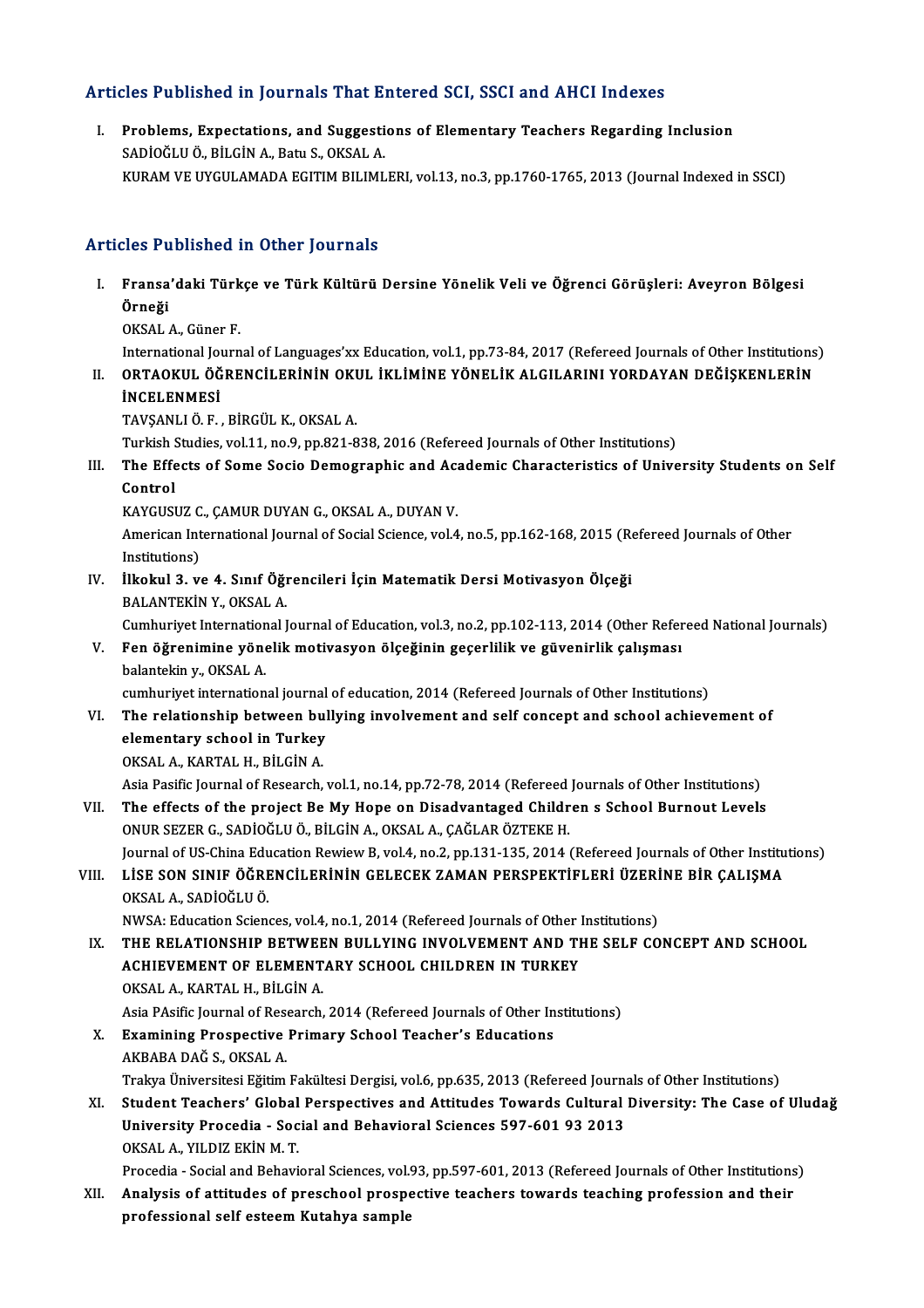## Articles Published in Journals That Entered SCI, SSCI and AHCI Indexes

I. **Problems, Expectations, and Suggestions of Elementary Teachers Regarding Inclusion**
   SADİOĞLU Ö., BİLGİN A., Batu S., OKSAL A.
   KURAM VE UYGULAMADA EGITIM BILIMLERI, vol.13, no.3, pp.1760-1765, 2013 (Journal Indexed in SSCI)

## Articles Published in Other Journals

I. **Fransa'daki Türkçe ve Türk Kültürü Dersine Yönelik Veli ve Öğrenci Görüşleri: Aveyron Bölgesi Örneği**
   OKSAL A., Güner F.
   International Journal of Languages'xx Education, vol.1, pp.73-84, 2017 (Refereed Journals of Other Institutions)

II. **ORTAOKUL ÖĞRENCİLERİNİN OKUL İKLİMİNE YÖNELİK ALGILARINI YORDAYAN DEĞİŞKENLERİN İNCELENMESİ**
   TAVŞANLI Ö. F. , BİRGÜL K., OKSAL A.
   Turkish Studies, vol.11, no.9, pp.821-838, 2016 (Refereed Journals of Other Institutions)

III. **The Effects of Some Socio Demographic and Academic Characteristics of University Students on Self Control**
   KAYGUSUZ C., ÇAMUR DUYAN G., OKSAL A., DUYAN V.
   American International Journal of Social Science, vol.4, no.5, pp.162-168, 2015 (Refereed Journals of Other Institutions)

IV. **İlkokul 3. ve 4. Sınıf Öğrencileri İçin Matematik Dersi Motivasyon Ölçeği**
   BALANTEKİN Y., OKSAL A.
   Cumhuriyet International Journal of Education, vol.3, no.2, pp.102-113, 2014 (Other Refereed National Journals)

V. **Fen öğrenimine yönelik motivasyon ölçeğinin geçerlilik ve güvenirlik çalışması**
   balantekin y., OKSAL A.
   cumhuriyet international journal of education, 2014 (Refereed Journals of Other Institutions)

VI. **The relationship between bullying involvement and self concept and school achievement of elementary school in Turkey**
   OKSAL A., KARTAL H., BİLGİN A.
   Asia Pasific Journal of Research, vol.1, no.14, pp.72-78, 2014 (Refereed Journals of Other Institutions)

VII. **The effects of the project Be My Hope on Disadvantaged Children s School Burnout Levels**
   ONUR SEZER G., SADİOĞLU Ö., BİLGİN A., OKSAL A., ÇAĞLAR ÖZTEKE H.
   Journal of US-China Education Rewiew B, vol.4, no.2, pp.131-135, 2014 (Refereed Journals of Other Institutions)

VIII. **LİSE SON SINIF ÖĞRENCİLERİNİN GELECEK ZAMAN PERSPEKTİFLERİ ÜZERİNE BİR ÇALIŞMA**
   OKSAL A., SADİOĞLU Ö.
   NWSA: Education Sciences, vol.4, no.1, 2014 (Refereed Journals of Other Institutions)

IX. **THE RELATIONSHIP BETWEEN BULLYING INVOLVEMENT AND THE SELF CONCEPT AND SCHOOL ACHIEVEMENT OF ELEMENTARY SCHOOL CHILDREN IN TURKEY**
   OKSAL A., KARTAL H., BİLGİN A.
   Asia PAsific Journal of Research, 2014 (Refereed Journals of Other Institutions)

X. **Examining Prospective Primary School Teacher's Educations**
   AKBABA DAĞ S., OKSAL A.
   Trakya Üniversitesi Eğitim Fakültesi Dergisi, vol.6, pp.635, 2013 (Refereed Journals of Other Institutions)

XI. **Student Teachers' Global Perspectives and Attitudes Towards Cultural Diversity: The Case of Uludağ University Procedia - Social and Behavioral Sciences 597-601 93 2013**
   OKSAL A., YILDIZ EKİN M. T.
   Procedia - Social and Behavioral Sciences, vol.93, pp.597-601, 2013 (Refereed Journals of Other Institutions)

XII. **Analysis of attitudes of preschool prospective teachers towards teaching profession and their professional self esteem Kutahya sample**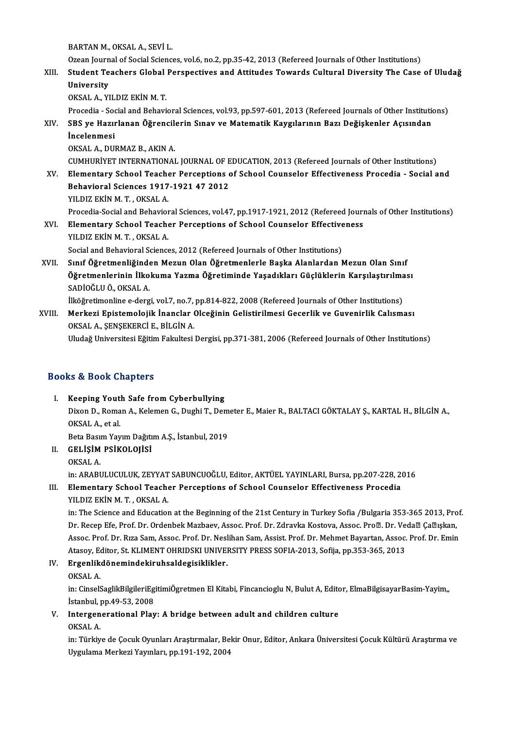BARTAN M., OKSAL A., SEVİ L.
Ozean Journal of Social Sciences, vol.6, no.2, pp.35-42, 2013 (Refereed Journals of Other Institutions)

XIII. **Student Teachers Global Perspectives and Attitudes Towards Cultural Diversity The Case of Uludağ University**
OKSAL A., YILDIZ EKİN M. T.
Procedia - Social and Behavioral Sciences, vol.93, pp.597-601, 2013 (Refereed Journals of Other Institutions)

XIV. **SBS ye Hazırlanan Öğrencilerin Sınav ve Matematik Kaygılarının Bazı Değişkenler Açısından İncelenmesi**
OKSAL A., DURMAZ B., AKIN A.
CUMHURİYET INTERNATIONAL JOURNAL OF EDUCATION, 2013 (Refereed Journals of Other Institutions)

XV. **Elementary School Teacher Perceptions of School Counselor Effectiveness Procedia - Social and Behavioral Sciences 1917-1921 47 2012**
YILDIZ EKİN M. T. , OKSAL A.
Procedia-Social and Behavioral Sciences, vol.47, pp.1917-1921, 2012 (Refereed Journals of Other Institutions)

XVI. **Elementary School Teacher Perceptions of School Counselor Effectiveness**
YILDIZ EKİN M. T. , OKSAL A.
Social and Behavioral Sciences, 2012 (Refereed Journals of Other Institutions)

XVII. **Sınıf Öğretmenliğinden Mezun Olan Öğretmenlerle Başka Alanlardan Mezun Olan Sınıf Öğretmenlerinin İlkokuma Yazma Öğretiminde Yaşadıkları Güçlüklerin Karşılaştırılması**
SADİOĞLU Ö., OKSAL A.
İlköğretimonline e-dergi, vol.7, no.7, pp.814-822, 2008 (Refereed Journals of Other Institutions)

XVIII. **Merkezi Epistemolojik İnanclar Olceğinin Gelistirilmesi Gecerlik ve Guvenirlik Calısması**
OKSAL A., ŞENŞEKERCİ E., BİLGİN A.
Uludağ Universitesi Eğitim Fakultesi Dergisi, pp.371-381, 2006 (Refereed Journals of Other Institutions)

## Books & Book Chapters

I. **Keeping Youth Safe from Cyberbullying**
Dixon D., Roman A., Kelemen G., Dughi T., Demeter E., Maier R., BALTACI GÖKTALAY Ş., KARTAL H., BİLGİN A., OKSAL A., et al.
Beta Basım Yayım Dağıtım A.Ş., İstanbul, 2019

II. **GELİŞİM PSİKOLOJİSİ**
OKSAL A.
in: ARABULUCULUK, ZEYYAT SABUNCUOĞLU, Editor, AKTÜEL YAYINLARI, Bursa, pp.207-228, 2016

III. **Elementary School Teacher Perceptions of School Counselor Effectiveness Procedia**
YILDIZ EKİN M. T. , OKSAL A.
in: The Science and Education at the Beginning of the 21st Century in Turkey Sofia /Bulgaria 353-365 2013, Prof. Dr. Recep Efe, Prof. Dr. Ordenbek Mazbaev, Assoc. Prof. Dr. Zdravka Kostova, Assoc. Pro�. Dr. Veda� Ça�ışkan, Assoc. Prof. Dr. Rıza Sam, Assoc. Prof. Dr. Neslihan Sam, Assist. Prof. Dr. Mehmet Bayartan, Assoc. Prof. Dr. Emin Atasoy, Editor, St. KLIMENT OHRIDSKI UNIVERSITY PRESS SOFIA-2013, Sofija, pp.353-365, 2013

IV. **Ergenlikdönemindekiruhsaldegisiklikler.**
OKSAL A.
in: CinselSaglikBilgileriEgitimiÖgretmen El Kitabi, Fincancioglu N, Bulut A, Editor, ElmaBilgisayarBasim-Yayim,, İstanbul, pp.49-53, 2008

V. **Intergenerational Play: A bridge between adult and children culture**
OKSAL A.
in: Türkiye de Çocuk Oyunları Araştırmalar, Bekir Onur, Editor, Ankara Üniversitesi Çocuk Kültürü Araştırma ve Uygulama Merkezi Yayınları, pp.191-192, 2004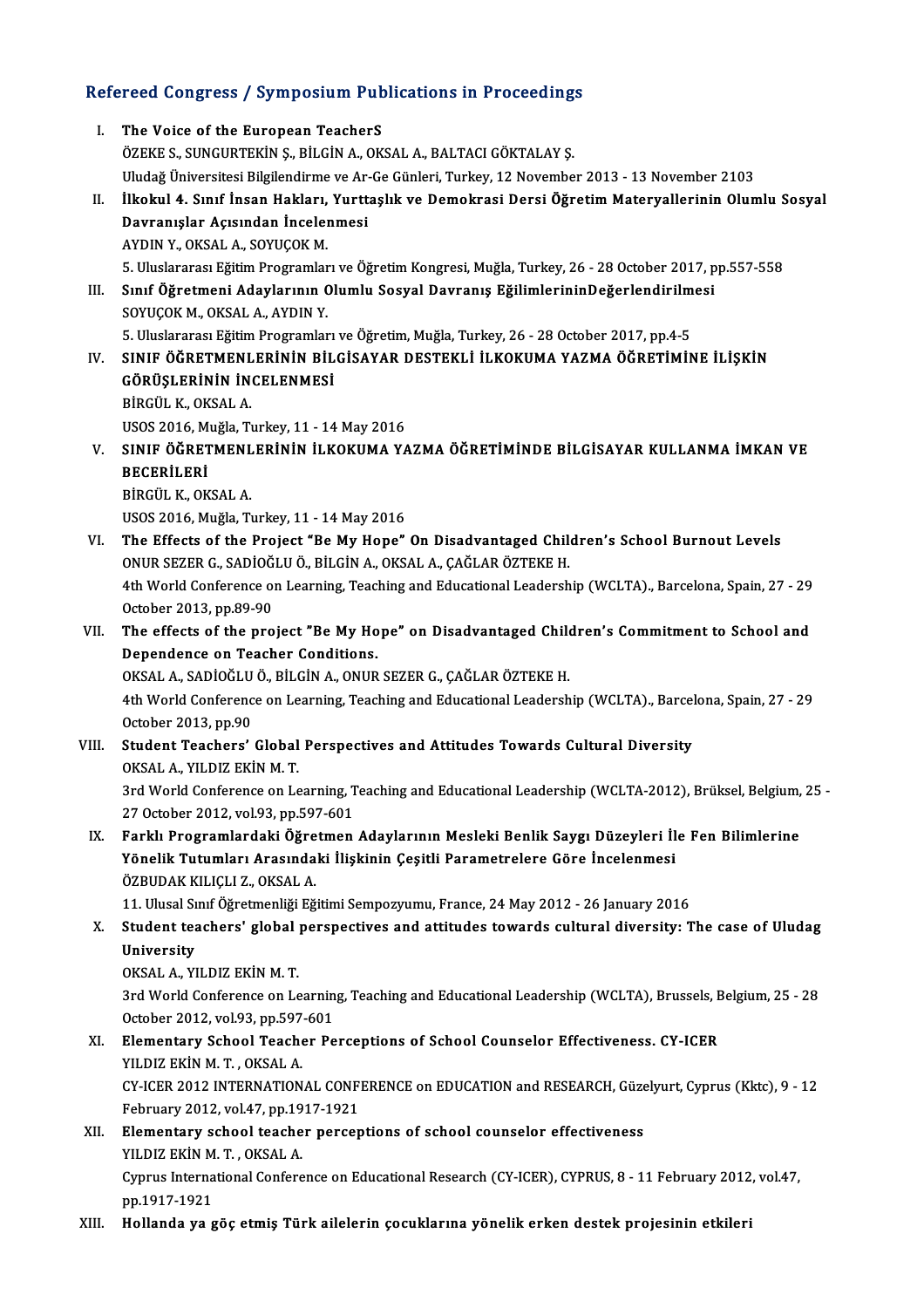## Refereed Congress / Symposium Publications in Proceedings

I. **The Voice of the European TeacherS**
ÖZEKE S., SUNGURTEKİN Ş., BİLGİN A., OKSAL A., BALTACI GÖKTALAY Ş.
Uludağ Üniversitesi Bilgilendirme ve Ar-Ge Günleri, Turkey, 12 November 2013 - 13 November 2103

II. **İlkokul 4. Sınıf İnsan Hakları, Yurttaşlık ve Demokrasi Dersi Öğretim Materyallerinin Olumlu Sosyal Davranışlar Açısından İncelenmesi**
AYDIN Y., OKSAL A., SOYUÇOK M.
5. Uluslararası Eğitim Programları ve Öğretim Kongresi, Muğla, Turkey, 26 - 28 October 2017, pp.557-558

III. **Sınıf Öğretmeni Adaylarının Olumlu Sosyal Davranış EğilimlerininDeğerlendirilmesi**
SOYUÇOK M., OKSAL A., AYDIN Y.
5. Uluslararası Eğitim Programları ve Öğretim, Muğla, Turkey, 26 - 28 October 2017, pp.4-5

IV. **SINIF ÖĞRETMENLERİNİN BİLGİSAYAR DESTEKLİ İLKOKUMA YAZMA ÖĞRETİMİNE İLİŞKİN GÖRÜŞLERİNİN İNCELENMESİ**
BİRGÜL K., OKSAL A.
USOS 2016, Muğla, Turkey, 11 - 14 May 2016

V. **SINIF ÖĞRETMENLERİNİN İLKOKUMA YAZMA ÖĞRETİMİNDE BİLGİSAYAR KULLANMA İMKAN VE BECERİLERİ**
BİRGÜL K., OKSAL A.
USOS 2016, Muğla, Turkey, 11 - 14 May 2016

VI. **The Effects of the Project "Be My Hope" On Disadvantaged Children's School Burnout Levels**
ONUR SEZER G., SADİOĞLU Ö., BİLGİN A., OKSAL A., ÇAĞLAR ÖZTEKE H.
4th World Conference on Learning, Teaching and Educational Leadership (WCLTA)., Barcelona, Spain, 27 - 29 October 2013, pp.89-90

VII. **The effects of the project "Be My Hope" on Disadvantaged Children's Commitment to School and Dependence on Teacher Conditions.**
OKSAL A., SADİOĞLU Ö., BİLGİN A., ONUR SEZER G., ÇAĞLAR ÖZTEKE H.
4th World Conference on Learning, Teaching and Educational Leadership (WCLTA)., Barcelona, Spain, 27 - 29 October 2013, pp.90

VIII. **Student Teachers' Global Perspectives and Attitudes Towards Cultural Diversity**
OKSAL A., YILDIZ EKİN M. T.
3rd World Conference on Learning, Teaching and Educational Leadership (WCLTA-2012), Brüksel, Belgium, 25 - 27 October 2012, vol.93, pp.597-601

IX. **Farklı Programlardaki Öğretmen Adaylarının Mesleki Benlik Saygı Düzeyleri İle Fen Bilimlerine Yönelik Tutumları Arasındaki İlişkinin Çeşitli Parametrelere Göre İncelenmesi**
ÖZBUDAK KILIÇLI Z., OKSAL A.
11. Ulusal Sınıf Öğretmenliği Eğitimi Sempozyumu, France, 24 May 2012 - 26 January 2016

X. **Student teachers' global perspectives and attitudes towards cultural diversity: The case of Uludag University**
OKSAL A., YILDIZ EKİN M. T.
3rd World Conference on Learning, Teaching and Educational Leadership (WCLTA), Brussels, Belgium, 25 - 28 October 2012, vol.93, pp.597-601

XI. **Elementary School Teacher Perceptions of School Counselor Effectiveness. CY-ICER**
YILDIZ EKİN M. T. , OKSAL A.
CY-ICER 2012 INTERNATIONAL CONFERENCE on EDUCATION and RESEARCH, Güzelyurt, Cyprus (Kktc), 9 - 12 February 2012, vol.47, pp.1917-1921

XII. **Elementary school teacher perceptions of school counselor effectiveness**
YILDIZ EKİN M. T. , OKSAL A.
Cyprus International Conference on Educational Research (CY-ICER), CYPRUS, 8 - 11 February 2012, vol.47, pp.1917-1921

XIII. **Hollanda ya göç etmiş Türk ailelerin çocuklarına yönelik erken destek projesinin etkileri**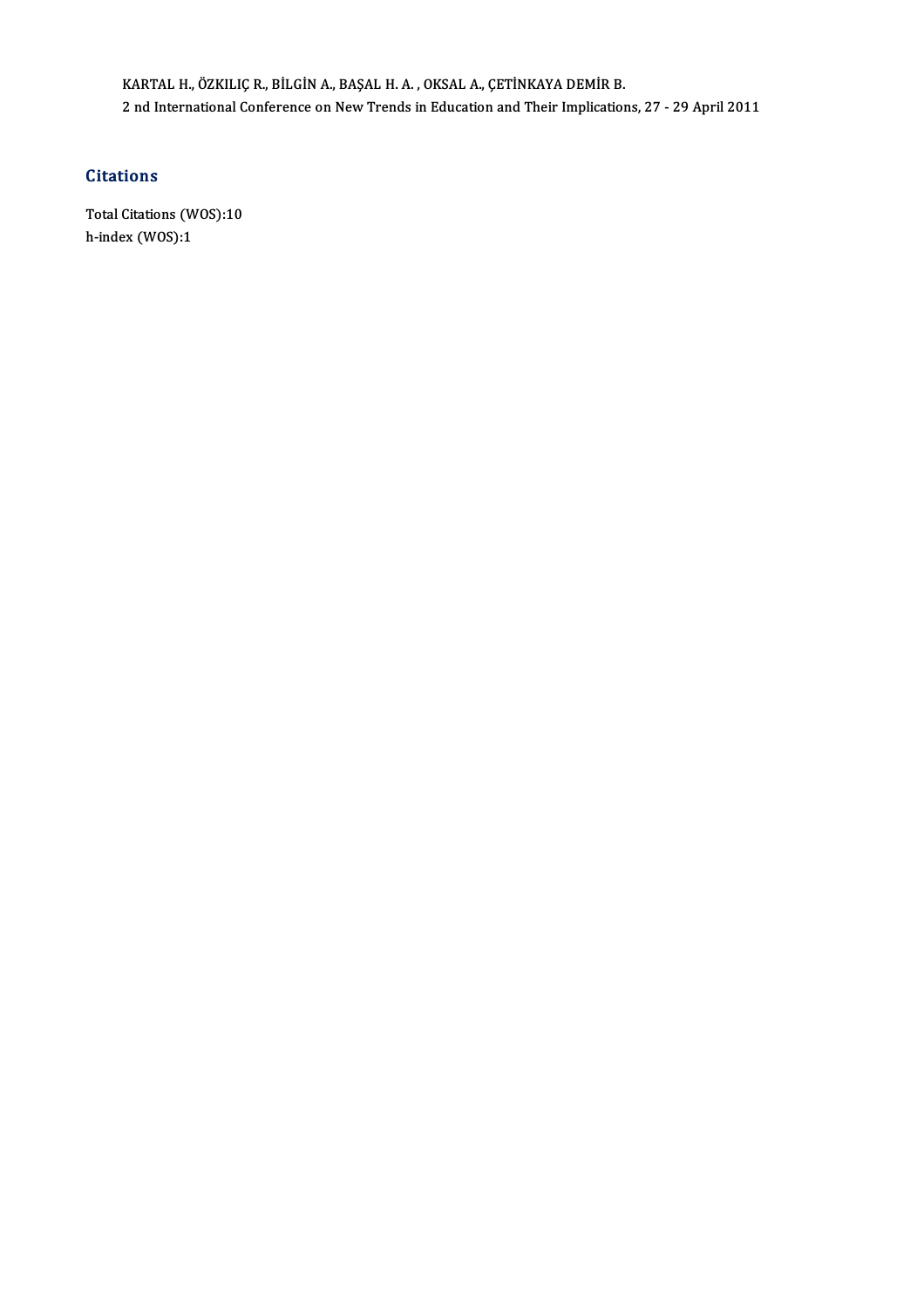KARTAL H., ÖZKILIÇ R., BİLGİN A., BAŞAL H. A. , OKSAL A., ÇETİNKAYA DEMİR B.
2 nd International Conference on New Trends in Education and Their Implications, 27 - 29 April 2011

## Citations

Total Citations (WOS):10
h-index (WOS):1